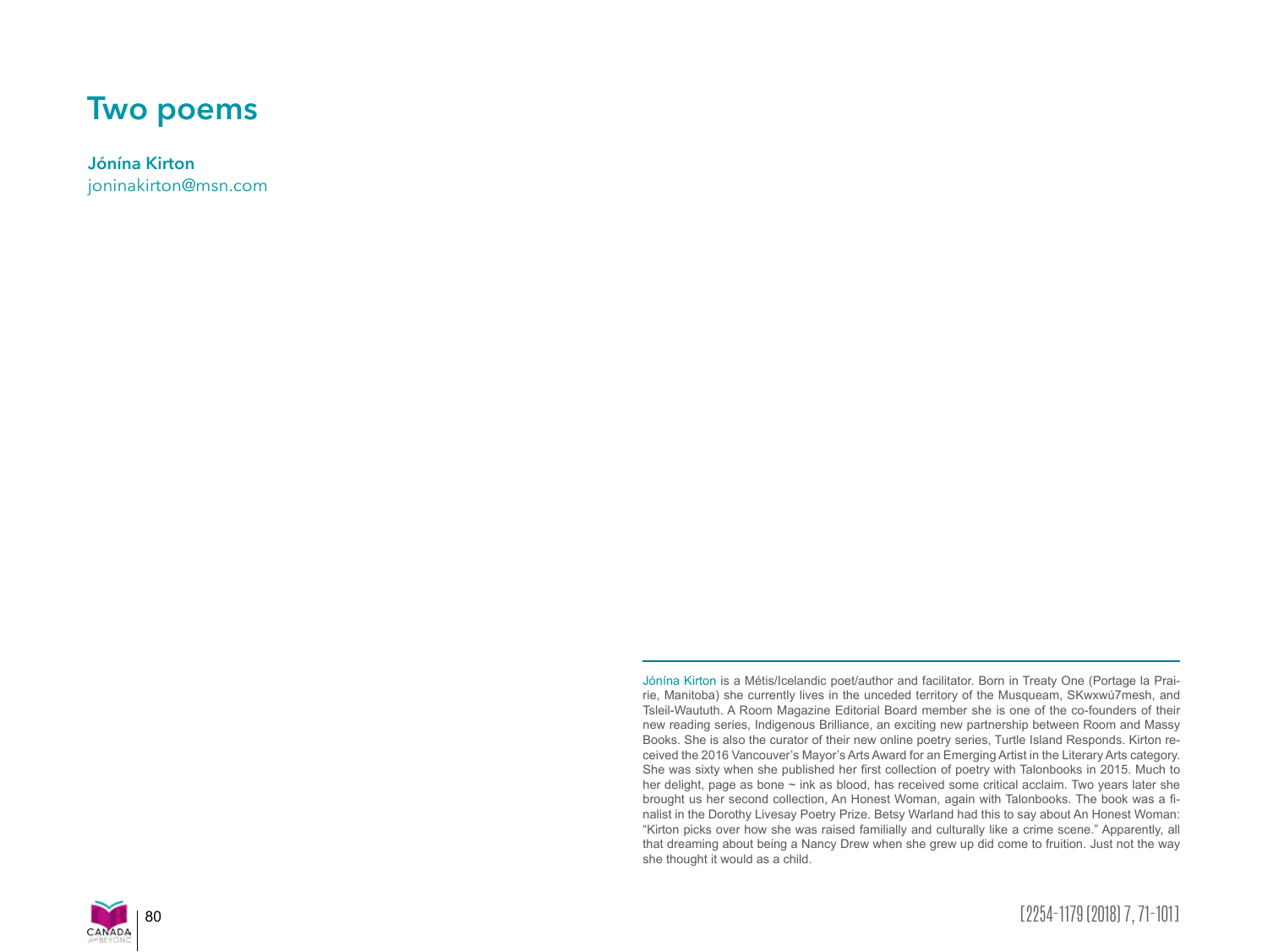# Two poems

**Jónína Kirton**
joninakirton@msn.com

---

Jónína Kirton is a Métis/Icelandic poet/author and facilitator. Born in Treaty One (Portage la Prairie, Manitoba) she currently lives in the unceded territory of the Musqueam, SKwxwú7mesh, and Tsleil-Waututh. A Room Magazine Editorial Board member she is one of the co-founders of their new reading series, Indigenous Brilliance, an exciting new partnership between Room and Massy Books. She is also the curator of their new online poetry series, Turtle Island Responds. Kirton received the 2016 Vancouver's Mayor's Arts Award for an Emerging Artist in the Literary Arts category. She was sixty when she published her first collection of poetry with Talonbooks in 2015. Much to her delight, page as bone ~ ink as blood, has received some critical acclaim. Two years later she brought us her second collection, An Honest Woman, again with Talonbooks. The book was a finalist in the Dorothy Livesay Poetry Prize. Betsy Warland had this to say about An Honest Woman: "Kirton picks over how she was raised familially and culturally like a crime scene." Apparently, all that dreaming about being a Nancy Drew when she grew up did come to fruition. Just not the way she thought it would as a child.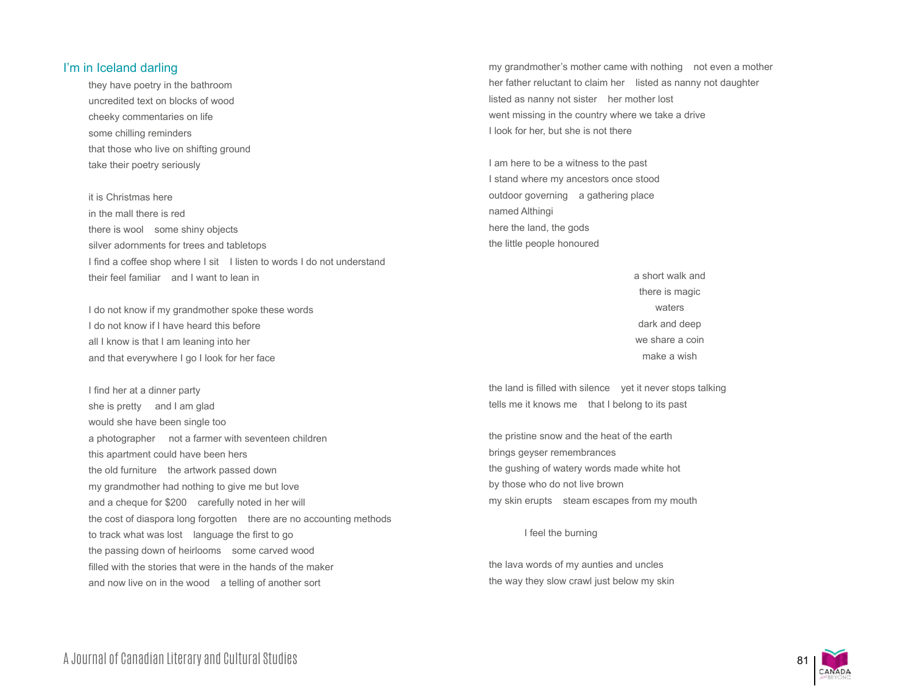## I'm in Iceland darling

they have poetry in the bathroom  
uncredited text on blocks of wood  
cheeky commentaries on life  
some chilling reminders  
that those who live on shifting ground  
take their poetry seriously

it is Christmas here  
in the mall there is red  
there is wool    some shiny objects  
silver adornments for trees and tabletops  
I find a coffee shop where I sit    I listen to words I do not understand  
their feel familiar    and I want to lean in

I do not know if my grandmother spoke these words  
I do not know if I have heard this before  
all I know is that I am leaning into her  
and that everywhere I go I look for her face

I find her at a dinner party  
she is pretty    and I am glad  
would she have been single too  
a photographer    not a farmer with seventeen children  
this apartment could have been hers  
the old furniture    the artwork passed down  
my grandmother had nothing to give me but love  
and a cheque for $200    carefully noted in her will  
the cost of diaspora long forgotten    there are no accounting methods  
to track what was lost    language the first to go  
the passing down of heirlooms    some carved wood  
filled with the stories that were in the hands of the maker  
and now live on in the wood    a telling of another sort

my grandmother's mother came with nothing    not even a mother  
her father reluctant to claim her    listed as nanny not daughter  
listed as nanny not sister    her mother lost  
went missing in the country where we take a drive  
I look for her, but she is not there

I am here to be a witness to the past  
I stand where my ancestors once stood  
outdoor governing    a gathering place  
named Althingi  
here the land, the gods  
the little people honoured

a short walk and  
there is magic  
waters  
dark and deep  
we share a coin  
make a wish

the land is filled with silence    yet it never stops talking  
tells me it knows me    that I belong to its past

the pristine snow and the heat of the earth  
brings geyser remembrances  
the gushing of watery words made white hot  
by those who do not live brown  
my skin erupts    steam escapes from my mouth

I feel the burning

the lava words of my aunties and uncles  
the way they slow crawl just below my skin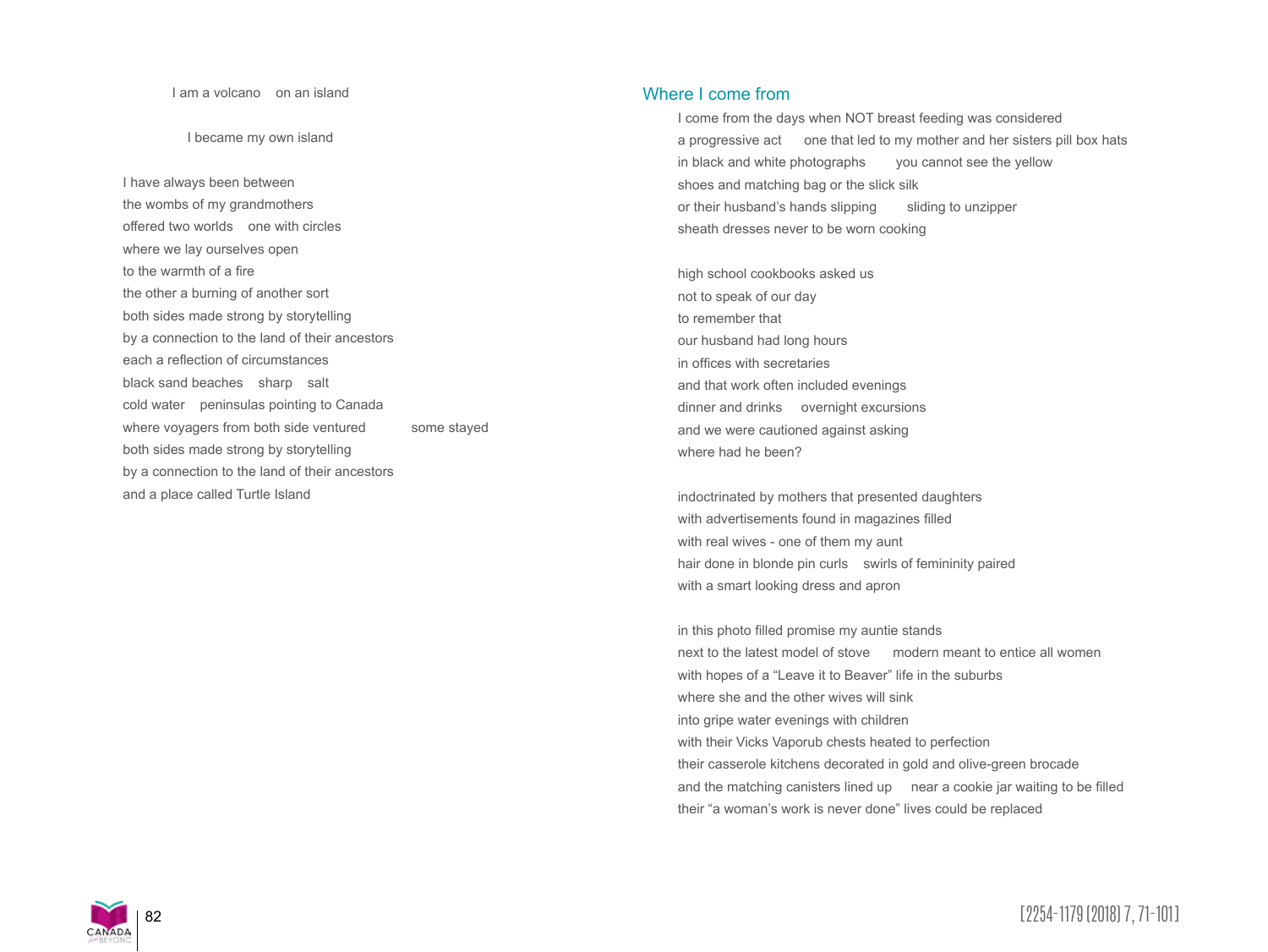I am a volcano    on an island

I became my own island

I have always been between  
the wombs of my grandmothers  
offered two worlds    one with circles  
where we lay ourselves open  
to the warmth of a fire  
the other a burning of another sort  
both sides made strong by storytelling  
by a connection to the land of their ancestors  
each a reflection of circumstances  
black sand beaches    sharp    salt  
cold water    peninsulas pointing to Canada  
where voyagers from both side ventured            some stayed  
both sides made strong by storytelling  
by a connection to the land of their ancestors  
and a place called Turtle Island

## Where I come from

I come from the days when NOT breast feeding was considered  
a progressive act    one that led to my mother and her sisters pill box hats  
in black and white photographs    you cannot see the yellow  
shoes and matching bag or the slick silk  
or their husband's hands slipping    sliding to unzipper  
sheath dresses never to be worn cooking

high school cookbooks asked us  
not to speak of our day  
to remember that  
our husband had long hours  
in offices with secretaries  
and that work often included evenings  
dinner and drinks    overnight excursions  
and we were cautioned against asking  
where had he been?

indoctrinated by mothers that presented daughters  
with advertisements found in magazines filled  
with real wives - one of them my aunt  
hair done in blonde pin curls    swirls of femininity paired  
with a smart looking dress and apron

in this photo filled promise my auntie stands  
next to the latest model of stove    modern meant to entice all women  
with hopes of a "Leave it to Beaver" life in the suburbs  
where she and the other wives will sink  
into gripe water evenings with children  
with their Vicks Vaporub chests heated to perfection  
their casserole kitchens decorated in gold and olive-green brocade  
and the matching canisters lined up    near a cookie jar waiting to be filled  
their "a woman's work is never done" lives could be replaced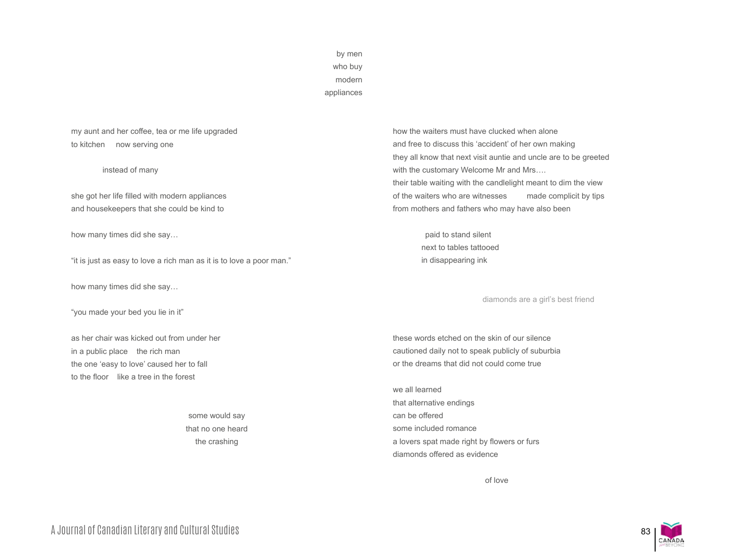by men
who buy
modern
appliances

my aunt and her coffee, tea or me life upgraded
to kitchen now serving one

instead of many

she got her life filled with modern appliances
and housekeepers that she could be kind to

how many times did she say…

"it is just as easy to love a rich man as it is to love a poor man."

how many times did she say…

"you made your bed you lie in it"

as her chair was kicked out from under her
in a public place the rich man
the one 'easy to love' caused her to fall
to the floor like a tree in the forest

some would say
that no one heard
the crashing

how the waiters must have clucked when alone
and free to discuss this 'accident' of her own making
they all know that next visit auntie and uncle are to be greeted
with the customary Welcome Mr and Mrs….
their table waiting with the candlelight meant to dim the view
of the waiters who are witnesses made complicit by tips
from mothers and fathers who may have also been

paid to stand silent
next to tables tattooed
in disappearing ink

diamonds are a girl's best friend

these words etched on the skin of our silence
cautioned daily not to speak publicly of suburbia
or the dreams that did not could come true

we all learned
that alternative endings
can be offered
some included romance
a lovers spat made right by flowers or furs
diamonds offered as evidence

of love